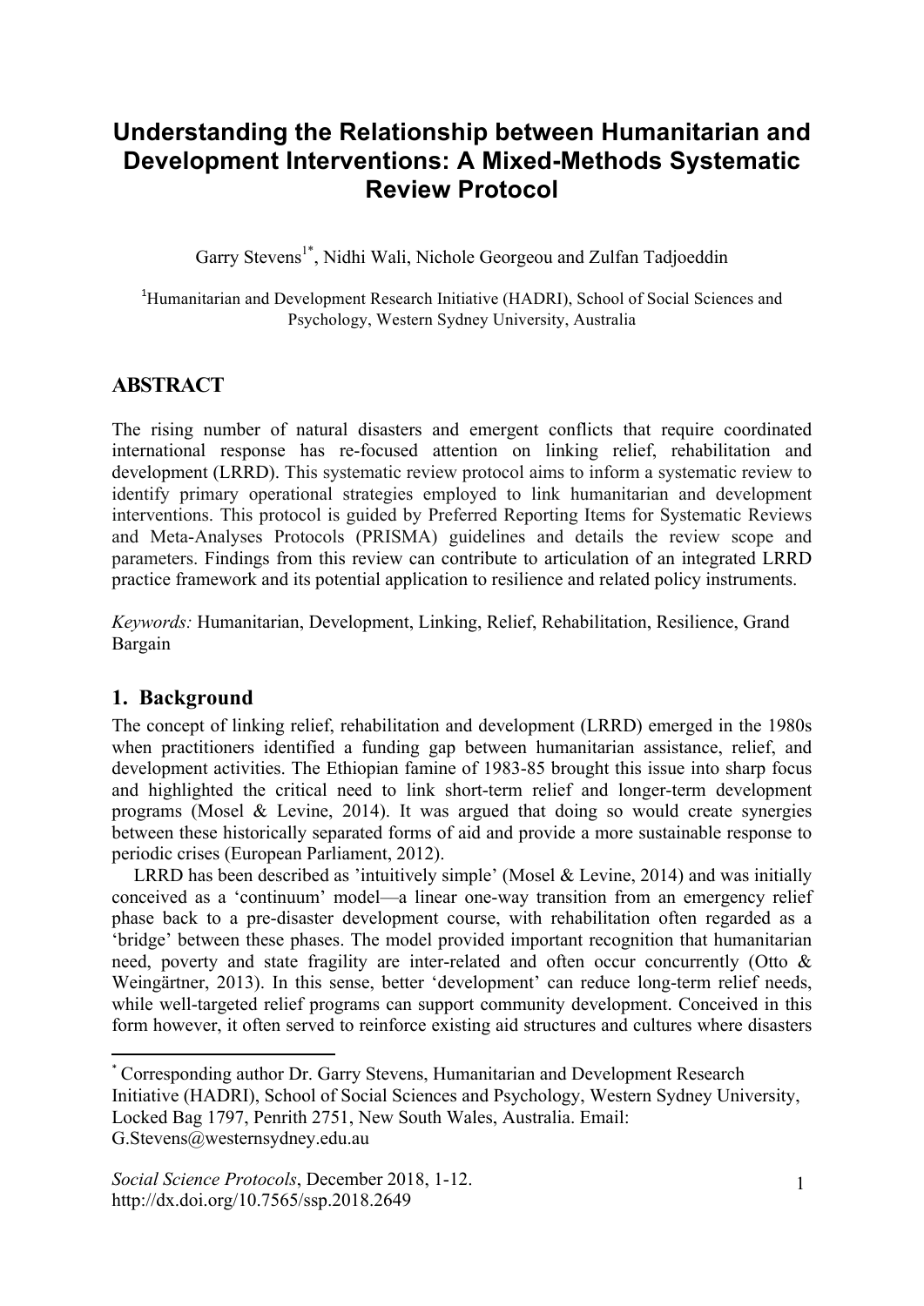# Understanding the Relationship between Humanitarian and Development Interventions: A Mixed-Methods Systematic Review Protocol

Garry Stevens[1*], Nidhi Wali, Nichole Georgeou and Zulfan Tadjoeddin

[1]Humanitarian and Development Research Initiative (HADRI), School of Social Sciences and Psychology, Western Sydney University, Australia

## ABSTRACT

The rising number of natural disasters and emergent conflicts that require coordinated international response has re-focused attention on linking relief, rehabilitation and development (LRRD). This systematic review protocol aims to inform a systematic review to identify primary operational strategies employed to link humanitarian and development interventions. This protocol is guided by Preferred Reporting Items for Systematic Reviews and Meta-Analyses Protocols (PRISMA) guidelines and details the review scope and parameters. Findings from this review can contribute to articulation of an integrated LRRD practice framework and its potential application to resilience and related policy instruments.

*Keywords:* Humanitarian, Development, Linking, Relief, Rehabilitation, Resilience, Grand Bargain

## 1. Background

The concept of linking relief, rehabilitation and development (LRRD) emerged in the 1980s when practitioners identified a funding gap between humanitarian assistance, relief, and development activities. The Ethiopian famine of 1983-85 brought this issue into sharp focus and highlighted the critical need to link short-term relief and longer-term development programs (Mosel & Levine, 2014). It was argued that doing so would create synergies between these historically separated forms of aid and provide a more sustainable response to periodic crises (European Parliament, 2012).

LRRD has been described as 'intuitively simple' (Mosel & Levine, 2014) and was initially conceived as a 'continuum' model—a linear one-way transition from an emergency relief phase back to a pre-disaster development course, with rehabilitation often regarded as a 'bridge' between these phases. The model provided important recognition that humanitarian need, poverty and state fragility are inter-related and often occur concurrently (Otto & Weingärtner, 2013). In this sense, better 'development' can reduce long-term relief needs, while well-targeted relief programs can support community development. Conceived in this form however, it often served to reinforce existing aid structures and cultures where disasters

[*] Corresponding author Dr. Garry Stevens, Humanitarian and Development Research Initiative (HADRI), School of Social Sciences and Psychology, Western Sydney University, Locked Bag 1797, Penrith 2751, New South Wales, Australia. Email: G.Stevens@westernsydney.edu.au

*Social Science Protocols*, December 2018, 1-12.
http://dx.doi.org/10.7565/ssp.2018.2649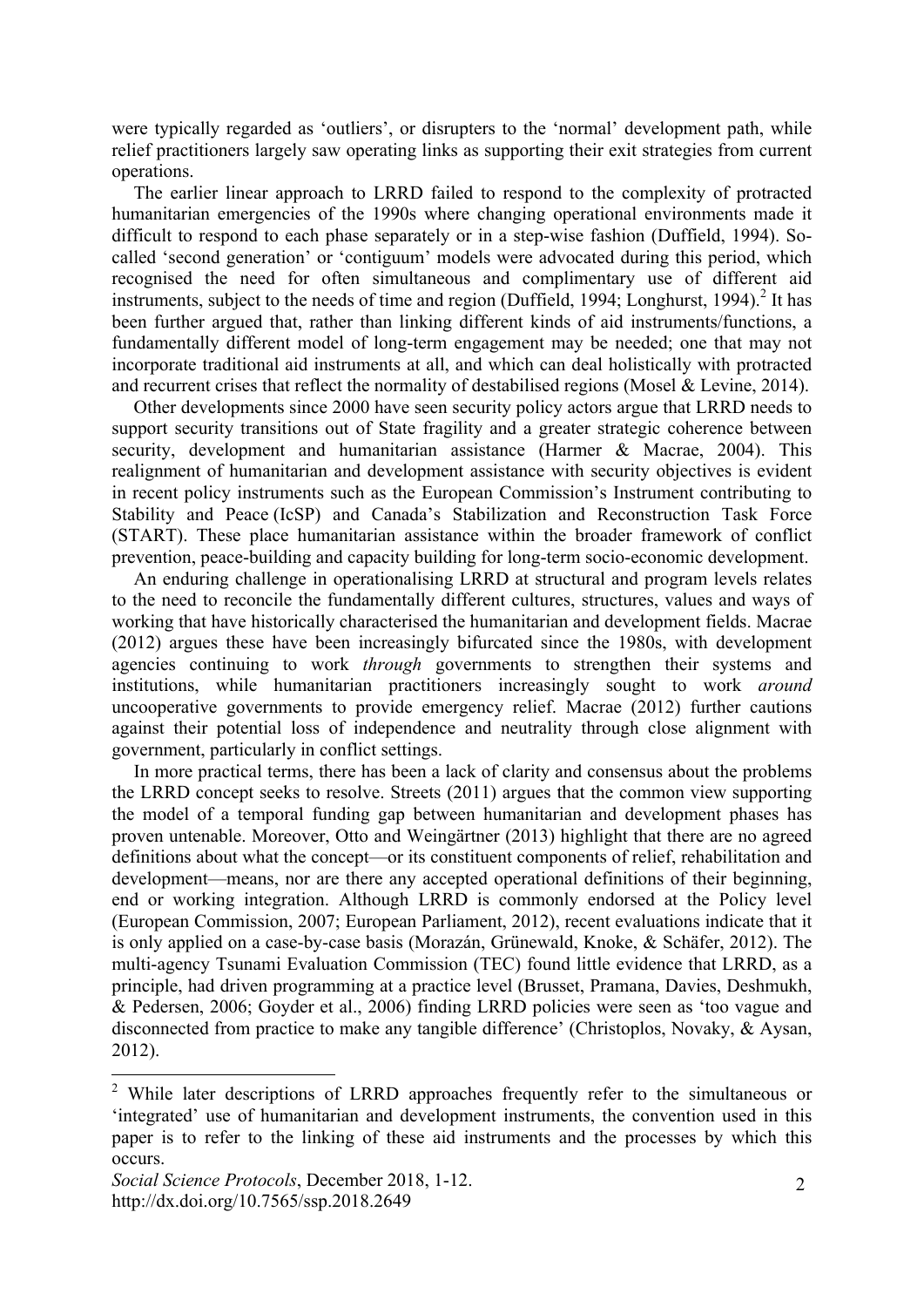were typically regarded as 'outliers', or disrupters to the 'normal' development path, while relief practitioners largely saw operating links as supporting their exit strategies from current operations.

The earlier linear approach to LRRD failed to respond to the complexity of protracted humanitarian emergencies of the 1990s where changing operational environments made it difficult to respond to each phase separately or in a step-wise fashion (Duffield, 1994). So-called 'second generation' or 'contiguum' models were advocated during this period, which recognised the need for often simultaneous and complimentary use of different aid instruments, subject to the needs of time and region (Duffield, 1994; Longhurst, 1994).[2] It has been further argued that, rather than linking different kinds of aid instruments/functions, a fundamentally different model of long-term engagement may be needed; one that may not incorporate traditional aid instruments at all, and which can deal holistically with protracted and recurrent crises that reflect the normality of destabilised regions (Mosel & Levine, 2014).

Other developments since 2000 have seen security policy actors argue that LRRD needs to support security transitions out of State fragility and a greater strategic coherence between security, development and humanitarian assistance (Harmer & Macrae, 2004). This realignment of humanitarian and development assistance with security objectives is evident in recent policy instruments such as the European Commission's Instrument contributing to Stability and Peace (IcSP) and Canada's Stabilization and Reconstruction Task Force (START). These place humanitarian assistance within the broader framework of conflict prevention, peace-building and capacity building for long-term socio-economic development.

An enduring challenge in operationalising LRRD at structural and program levels relates to the need to reconcile the fundamentally different cultures, structures, values and ways of working that have historically characterised the humanitarian and development fields. Macrae (2012) argues these have been increasingly bifurcated since the 1980s, with development agencies continuing to work *through* governments to strengthen their systems and institutions, while humanitarian practitioners increasingly sought to work *around* uncooperative governments to provide emergency relief. Macrae (2012) further cautions against their potential loss of independence and neutrality through close alignment with government, particularly in conflict settings.

In more practical terms, there has been a lack of clarity and consensus about the problems the LRRD concept seeks to resolve. Streets (2011) argues that the common view supporting the model of a temporal funding gap between humanitarian and development phases has proven untenable. Moreover, Otto and Weingärtner (2013) highlight that there are no agreed definitions about what the concept—or its constituent components of relief, rehabilitation and development—means, nor are there any accepted operational definitions of their beginning, end or working integration. Although LRRD is commonly endorsed at the Policy level (European Commission, 2007; European Parliament, 2012), recent evaluations indicate that it is only applied on a case-by-case basis (Morazán, Grünewald, Knoke, & Schäfer, 2012). The multi-agency Tsunami Evaluation Commission (TEC) found little evidence that LRRD, as a principle, had driven programming at a practice level (Brusset, Pramana, Davies, Deshmukh, & Pedersen, 2006; Goyder et al., 2006) finding LRRD policies were seen as 'too vague and disconnected from practice to make any tangible difference' (Christoplos, Novaky, & Aysan, 2012).

[2] While later descriptions of LRRD approaches frequently refer to the simultaneous or 'integrated' use of humanitarian and development instruments, the convention used in this paper is to refer to the linking of these aid instruments and the processes by which this occurs.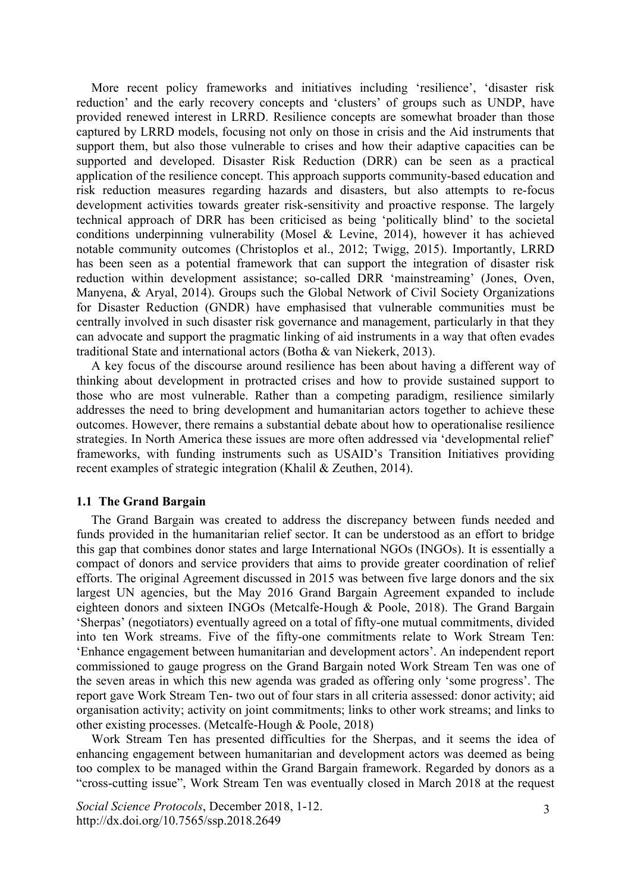More recent policy frameworks and initiatives including 'resilience', 'disaster risk reduction' and the early recovery concepts and 'clusters' of groups such as UNDP, have provided renewed interest in LRRD. Resilience concepts are somewhat broader than those captured by LRRD models, focusing not only on those in crisis and the Aid instruments that support them, but also those vulnerable to crises and how their adaptive capacities can be supported and developed. Disaster Risk Reduction (DRR) can be seen as a practical application of the resilience concept. This approach supports community-based education and risk reduction measures regarding hazards and disasters, but also attempts to re-focus development activities towards greater risk-sensitivity and proactive response. The largely technical approach of DRR has been criticised as being 'politically blind' to the societal conditions underpinning vulnerability (Mosel & Levine, 2014), however it has achieved notable community outcomes (Christoplos et al., 2012; Twigg, 2015). Importantly, LRRD has been seen as a potential framework that can support the integration of disaster risk reduction within development assistance; so-called DRR 'mainstreaming' (Jones, Oven, Manyena, & Aryal, 2014). Groups such the Global Network of Civil Society Organizations for Disaster Reduction (GNDR) have emphasised that vulnerable communities must be centrally involved in such disaster risk governance and management, particularly in that they can advocate and support the pragmatic linking of aid instruments in a way that often evades traditional State and international actors (Botha & van Niekerk, 2013).

A key focus of the discourse around resilience has been about having a different way of thinking about development in protracted crises and how to provide sustained support to those who are most vulnerable. Rather than a competing paradigm, resilience similarly addresses the need to bring development and humanitarian actors together to achieve these outcomes. However, there remains a substantial debate about how to operationalise resilience strategies. In North America these issues are more often addressed via 'developmental relief' frameworks, with funding instruments such as USAID's Transition Initiatives providing recent examples of strategic integration (Khalil & Zeuthen, 2014).

### 1.1 The Grand Bargain

The Grand Bargain was created to address the discrepancy between funds needed and funds provided in the humanitarian relief sector. It can be understood as an effort to bridge this gap that combines donor states and large International NGOs (INGOs). It is essentially a compact of donors and service providers that aims to provide greater coordination of relief efforts. The original Agreement discussed in 2015 was between five large donors and the six largest UN agencies, but the May 2016 Grand Bargain Agreement expanded to include eighteen donors and sixteen INGOs (Metcalfe-Hough & Poole, 2018). The Grand Bargain 'Sherpas' (negotiators) eventually agreed on a total of fifty-one mutual commitments, divided into ten Work streams. Five of the fifty-one commitments relate to Work Stream Ten: 'Enhance engagement between humanitarian and development actors'. An independent report commissioned to gauge progress on the Grand Bargain noted Work Stream Ten was one of the seven areas in which this new agenda was graded as offering only 'some progress'. The report gave Work Stream Ten- two out of four stars in all criteria assessed: donor activity; aid organisation activity; activity on joint commitments; links to other work streams; and links to other existing processes. (Metcalfe-Hough & Poole, 2018)

Work Stream Ten has presented difficulties for the Sherpas, and it seems the idea of enhancing engagement between humanitarian and development actors was deemed as being too complex to be managed within the Grand Bargain framework. Regarded by donors as a "cross-cutting issue", Work Stream Ten was eventually closed in March 2018 at the request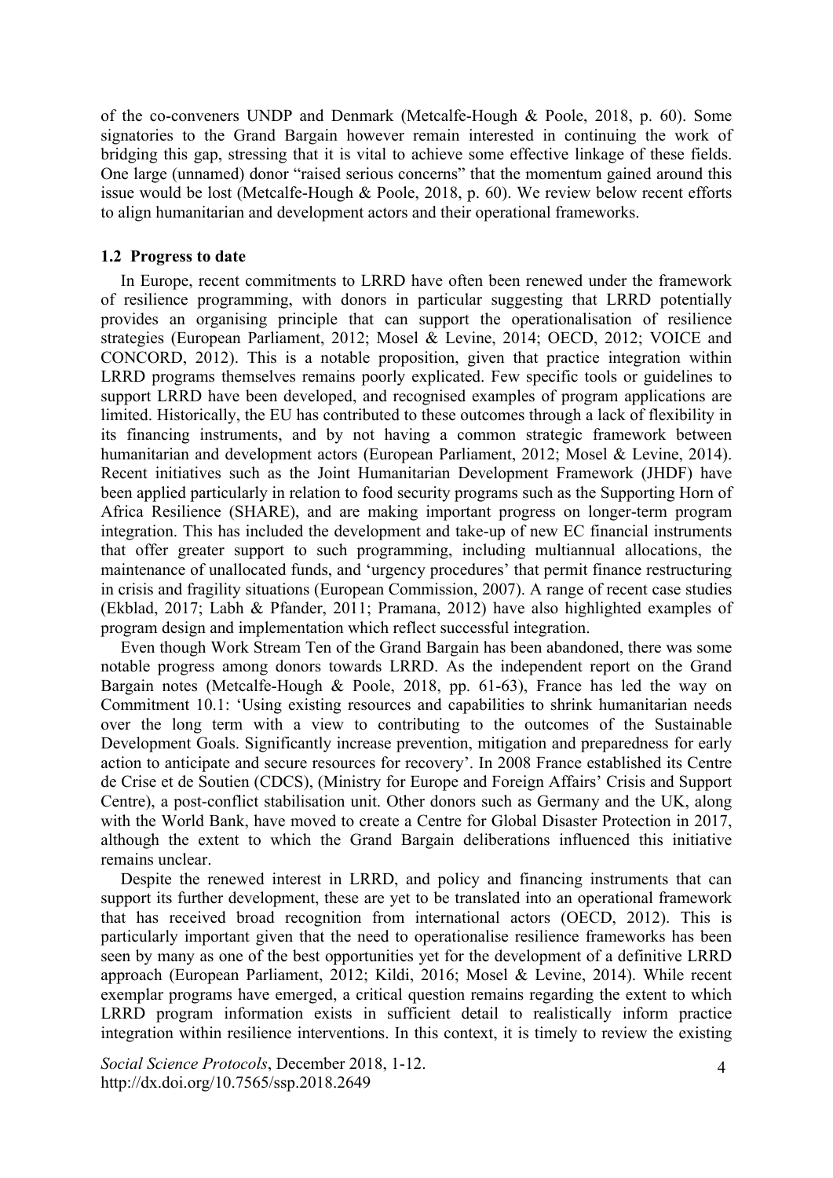of the co-conveners UNDP and Denmark (Metcalfe-Hough & Poole, 2018, p. 60). Some signatories to the Grand Bargain however remain interested in continuing the work of bridging this gap, stressing that it is vital to achieve some effective linkage of these fields. One large (unnamed) donor "raised serious concerns" that the momentum gained around this issue would be lost (Metcalfe-Hough & Poole, 2018, p. 60). We review below recent efforts to align humanitarian and development actors and their operational frameworks.

### 1.2 Progress to date

In Europe, recent commitments to LRRD have often been renewed under the framework of resilience programming, with donors in particular suggesting that LRRD potentially provides an organising principle that can support the operationalisation of resilience strategies (European Parliament, 2012; Mosel & Levine, 2014; OECD, 2012; VOICE and CONCORD, 2012). This is a notable proposition, given that practice integration within LRRD programs themselves remains poorly explicated. Few specific tools or guidelines to support LRRD have been developed, and recognised examples of program applications are limited. Historically, the EU has contributed to these outcomes through a lack of flexibility in its financing instruments, and by not having a common strategic framework between humanitarian and development actors (European Parliament, 2012; Mosel & Levine, 2014). Recent initiatives such as the Joint Humanitarian Development Framework (JHDF) have been applied particularly in relation to food security programs such as the Supporting Horn of Africa Resilience (SHARE), and are making important progress on longer-term program integration. This has included the development and take-up of new EC financial instruments that offer greater support to such programming, including multiannual allocations, the maintenance of unallocated funds, and 'urgency procedures' that permit finance restructuring in crisis and fragility situations (European Commission, 2007). A range of recent case studies (Ekblad, 2017; Labh & Pfander, 2011; Pramana, 2012) have also highlighted examples of program design and implementation which reflect successful integration.

Even though Work Stream Ten of the Grand Bargain has been abandoned, there was some notable progress among donors towards LRRD. As the independent report on the Grand Bargain notes (Metcalfe-Hough & Poole, 2018, pp. 61-63), France has led the way on Commitment 10.1: 'Using existing resources and capabilities to shrink humanitarian needs over the long term with a view to contributing to the outcomes of the Sustainable Development Goals. Significantly increase prevention, mitigation and preparedness for early action to anticipate and secure resources for recovery'. In 2008 France established its Centre de Crise et de Soutien (CDCS), (Ministry for Europe and Foreign Affairs' Crisis and Support Centre), a post-conflict stabilisation unit. Other donors such as Germany and the UK, along with the World Bank, have moved to create a Centre for Global Disaster Protection in 2017, although the extent to which the Grand Bargain deliberations influenced this initiative remains unclear.

Despite the renewed interest in LRRD, and policy and financing instruments that can support its further development, these are yet to be translated into an operational framework that has received broad recognition from international actors (OECD, 2012). This is particularly important given that the need to operationalise resilience frameworks has been seen by many as one of the best opportunities yet for the development of a definitive LRRD approach (European Parliament, 2012; Kildi, 2016; Mosel & Levine, 2014). While recent exemplar programs have emerged, a critical question remains regarding the extent to which LRRD program information exists in sufficient detail to realistically inform practice integration within resilience interventions. In this context, it is timely to review the existing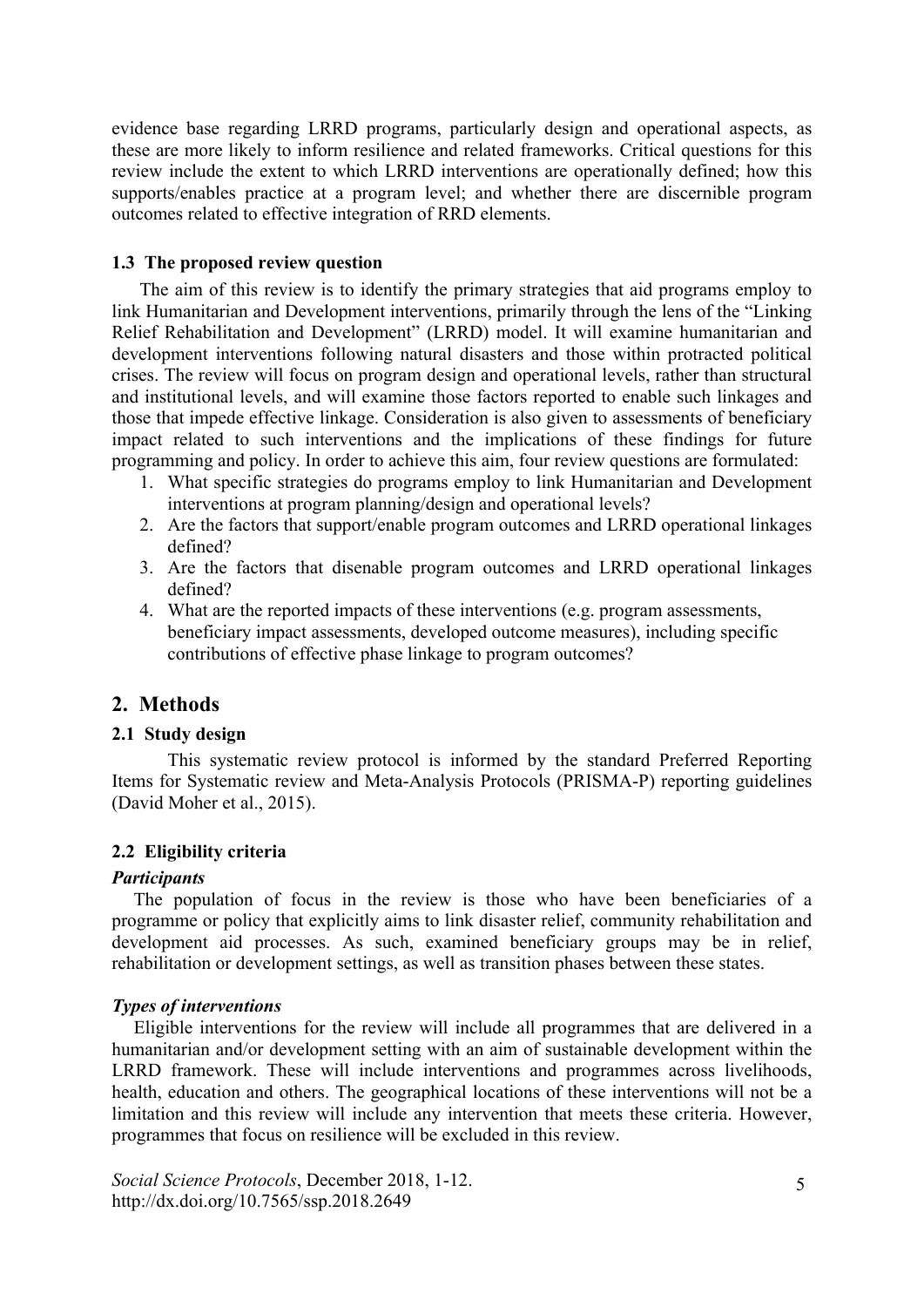evidence base regarding LRRD programs, particularly design and operational aspects, as these are more likely to inform resilience and related frameworks. Critical questions for this review include the extent to which LRRD interventions are operationally defined; how this supports/enables practice at a program level; and whether there are discernible program outcomes related to effective integration of RRD elements.

### 1.3 The proposed review question

The aim of this review is to identify the primary strategies that aid programs employ to link Humanitarian and Development interventions, primarily through the lens of the "Linking Relief Rehabilitation and Development" (LRRD) model. It will examine humanitarian and development interventions following natural disasters and those within protracted political crises. The review will focus on program design and operational levels, rather than structural and institutional levels, and will examine those factors reported to enable such linkages and those that impede effective linkage. Consideration is also given to assessments of beneficiary impact related to such interventions and the implications of these findings for future programming and policy. In order to achieve this aim, four review questions are formulated:

1. What specific strategies do programs employ to link Humanitarian and Development interventions at program planning/design and operational levels?
2. Are the factors that support/enable program outcomes and LRRD operational linkages defined?
3. Are the factors that disenable program outcomes and LRRD operational linkages defined?
4. What are the reported impacts of these interventions (e.g. program assessments, beneficiary impact assessments, developed outcome measures), including specific contributions of effective phase linkage to program outcomes?

## 2. Methods

### 2.1 Study design

This systematic review protocol is informed by the standard Preferred Reporting Items for Systematic review and Meta-Analysis Protocols (PRISMA-P) reporting guidelines (David Moher et al., 2015).

### 2.2 Eligibility criteria

***Participants***

The population of focus in the review is those who have been beneficiaries of a programme or policy that explicitly aims to link disaster relief, community rehabilitation and development aid processes. As such, examined beneficiary groups may be in relief, rehabilitation or development settings, as well as transition phases between these states.

***Types of interventions***

Eligible interventions for the review will include all programmes that are delivered in a humanitarian and/or development setting with an aim of sustainable development within the LRRD framework. These will include interventions and programmes across livelihoods, health, education and others. The geographical locations of these interventions will not be a limitation and this review will include any intervention that meets these criteria. However, programmes that focus on resilience will be excluded in this review.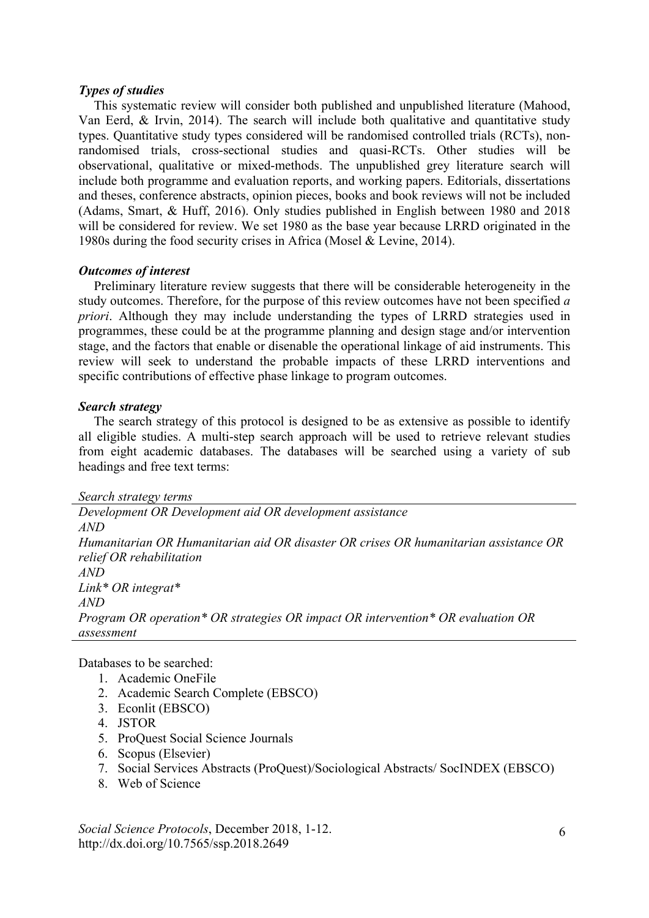### *Types of studies*

This systematic review will consider both published and unpublished literature (Mahood, Van Eerd, & Irvin, 2014). The search will include both qualitative and quantitative study types. Quantitative study types considered will be randomised controlled trials (RCTs), non-randomised trials, cross-sectional studies and quasi-RCTs. Other studies will be observational, qualitative or mixed-methods. The unpublished grey literature search will include both programme and evaluation reports, and working papers. Editorials, dissertations and theses, conference abstracts, opinion pieces, books and book reviews will not be included (Adams, Smart, & Huff, 2016). Only studies published in English between 1980 and 2018 will be considered for review. We set 1980 as the base year because LRRD originated in the 1980s during the food security crises in Africa (Mosel & Levine, 2014).

### *Outcomes of interest*

Preliminary literature review suggests that there will be considerable heterogeneity in the study outcomes. Therefore, for the purpose of this review outcomes have not been specified *a priori*. Although they may include understanding the types of LRRD strategies used in programmes, these could be at the programme planning and design stage and/or intervention stage, and the factors that enable or disenable the operational linkage of aid instruments. This review will seek to understand the probable impacts of these LRRD interventions and specific contributions of effective phase linkage to program outcomes.

### *Search strategy*

The search strategy of this protocol is designed to be as extensive as possible to identify all eligible studies. A multi-step search approach will be used to retrieve relevant studies from eight academic databases. The databases will be searched using a variety of sub headings and free text terms:

| *Search strategy terms* |
|---|
| *Development OR Development aid OR development assistance* |
| *AND* |
| *Humanitarian OR Humanitarian aid OR disaster OR crises OR humanitarian assistance OR relief OR rehabilitation* |
| *AND* |
| *Link* OR integrat** |
| *AND* |
| *Program OR operation* OR strategies OR impact OR intervention* OR evaluation OR assessment* |

Databases to be searched:

1. Academic OneFile
2. Academic Search Complete (EBSCO)
3. Econlit (EBSCO)
4. JSTOR
5. ProQuest Social Science Journals
6. Scopus (Elsevier)
7. Social Services Abstracts (ProQuest)/Sociological Abstracts/ SocINDEX (EBSCO)
8. Web of Science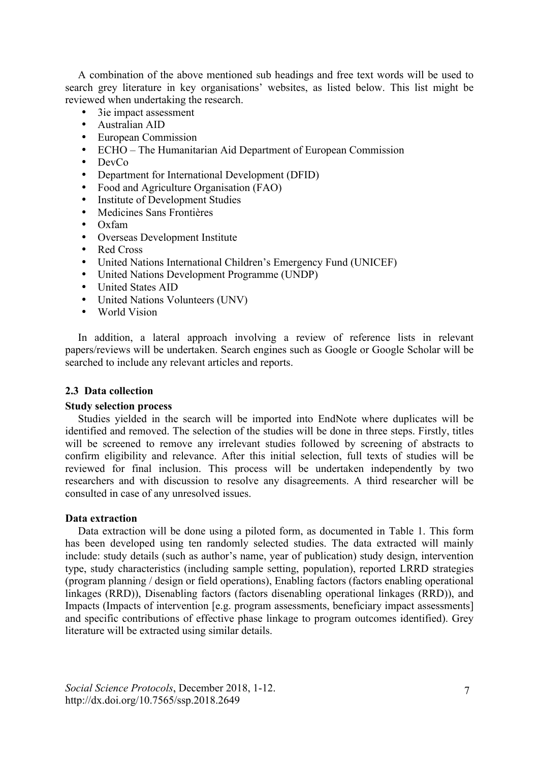A combination of the above mentioned sub headings and free text words will be used to search grey literature in key organisations' websites, as listed below. This list might be reviewed when undertaking the research.

- 3ie impact assessment
- Australian AID
- European Commission
- ECHO – The Humanitarian Aid Department of European Commission
- DevCo
- Department for International Development (DFID)
- Food and Agriculture Organisation (FAO)
- Institute of Development Studies
- Medicines Sans Frontières
- Oxfam
- Overseas Development Institute
- Red Cross
- United Nations International Children's Emergency Fund (UNICEF)
- United Nations Development Programme (UNDP)
- United States AID
- United Nations Volunteers (UNV)
- World Vision

In addition, a lateral approach involving a review of reference lists in relevant papers/reviews will be undertaken. Search engines such as Google or Google Scholar will be searched to include any relevant articles and reports.

### 2.3 Data collection

**Study selection process**

Studies yielded in the search will be imported into EndNote where duplicates will be identified and removed. The selection of the studies will be done in three steps. Firstly, titles will be screened to remove any irrelevant studies followed by screening of abstracts to confirm eligibility and relevance. After this initial selection, full texts of studies will be reviewed for final inclusion. This process will be undertaken independently by two researchers and with discussion to resolve any disagreements. A third researcher will be consulted in case of any unresolved issues.

**Data extraction**

Data extraction will be done using a piloted form, as documented in Table 1. This form has been developed using ten randomly selected studies. The data extracted will mainly include: study details (such as author's name, year of publication) study design, intervention type, study characteristics (including sample setting, population), reported LRRD strategies (program planning / design or field operations), Enabling factors (factors enabling operational linkages (RRD)), Disenabling factors (factors disenabling operational linkages (RRD)), and Impacts (Impacts of intervention [e.g. program assessments, beneficiary impact assessments] and specific contributions of effective phase linkage to program outcomes identified). Grey literature will be extracted using similar details.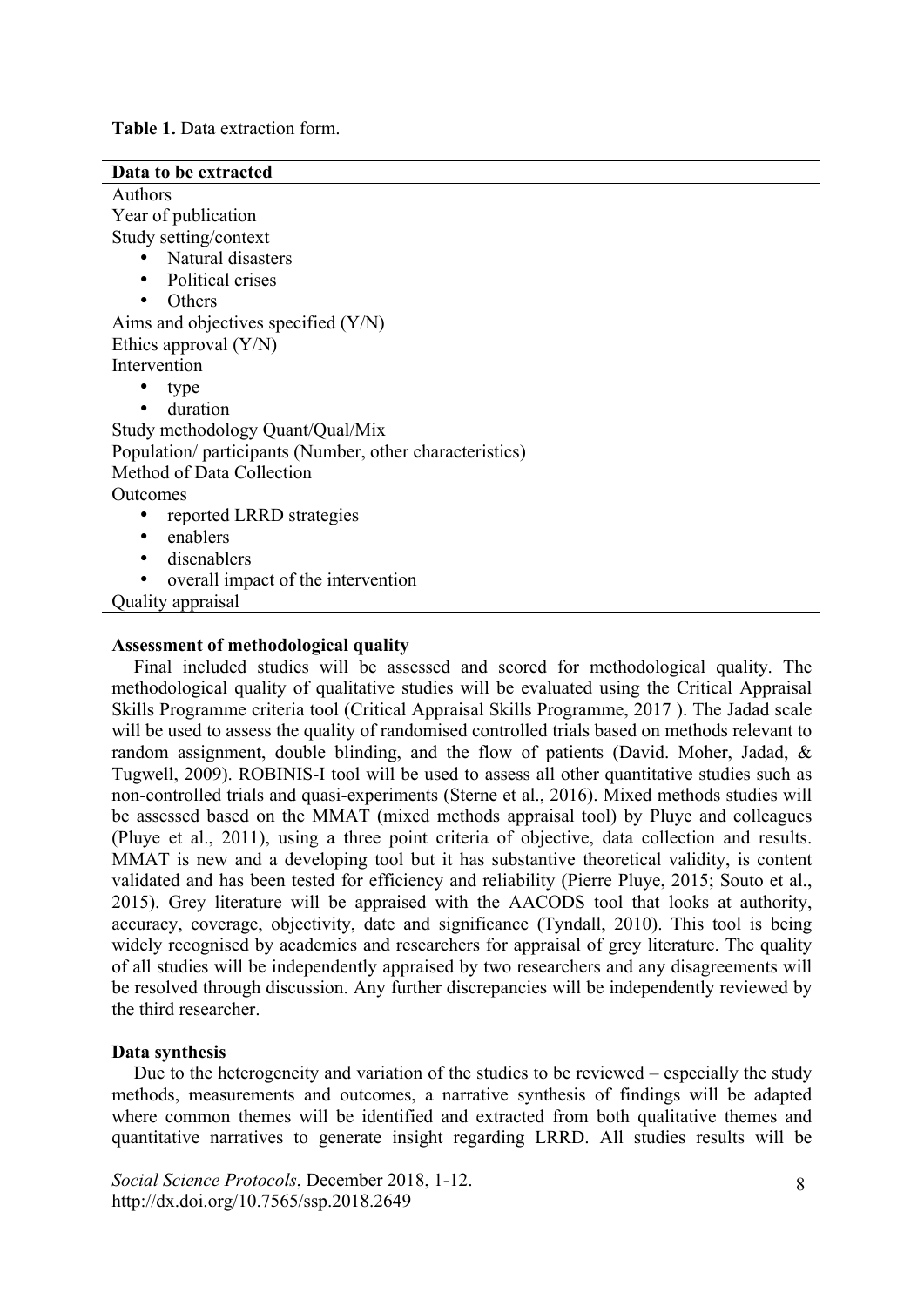**Table 1.** Data extraction form.

| Data to be extracted |
| --- |
| Authors |
| Year of publication |
| Study setting/context<br>• Natural disasters<br>• Political crises<br>• Others |
| Aims and objectives specified (Y/N) |
| Ethics approval (Y/N) |
| Intervention<br>• type<br>• duration |
| Study methodology Quant/Qual/Mix |
| Population/ participants (Number, other characteristics) |
| Method of Data Collection |
| Outcomes<br>• reported LRRD strategies<br>• enablers<br>• disenablers<br>• overall impact of the intervention |
| Quality appraisal |

**Assessment of methodological quality**

Final included studies will be assessed and scored for methodological quality. The methodological quality of qualitative studies will be evaluated using the Critical Appraisal Skills Programme criteria tool (Critical Appraisal Skills Programme, 2017 ). The Jadad scale will be used to assess the quality of randomised controlled trials based on methods relevant to random assignment, double blinding, and the flow of patients (David. Moher, Jadad, & Tugwell, 2009). ROBINIS-I tool will be used to assess all other quantitative studies such as non-controlled trials and quasi-experiments (Sterne et al., 2016). Mixed methods studies will be assessed based on the MMAT (mixed methods appraisal tool) by Pluye and colleagues (Pluye et al., 2011), using a three point criteria of objective, data collection and results. MMAT is new and a developing tool but it has substantive theoretical validity, is content validated and has been tested for efficiency and reliability (Pierre Pluye, 2015; Souto et al., 2015). Grey literature will be appraised with the AACODS tool that looks at authority, accuracy, coverage, objectivity, date and significance (Tyndall, 2010). This tool is being widely recognised by academics and researchers for appraisal of grey literature. The quality of all studies will be independently appraised by two researchers and any disagreements will be resolved through discussion. Any further discrepancies will be independently reviewed by the third researcher.

**Data synthesis**

Due to the heterogeneity and variation of the studies to be reviewed – especially the study methods, measurements and outcomes, a narrative synthesis of findings will be adapted where common themes will be identified and extracted from both qualitative themes and quantitative narratives to generate insight regarding LRRD. All studies results will be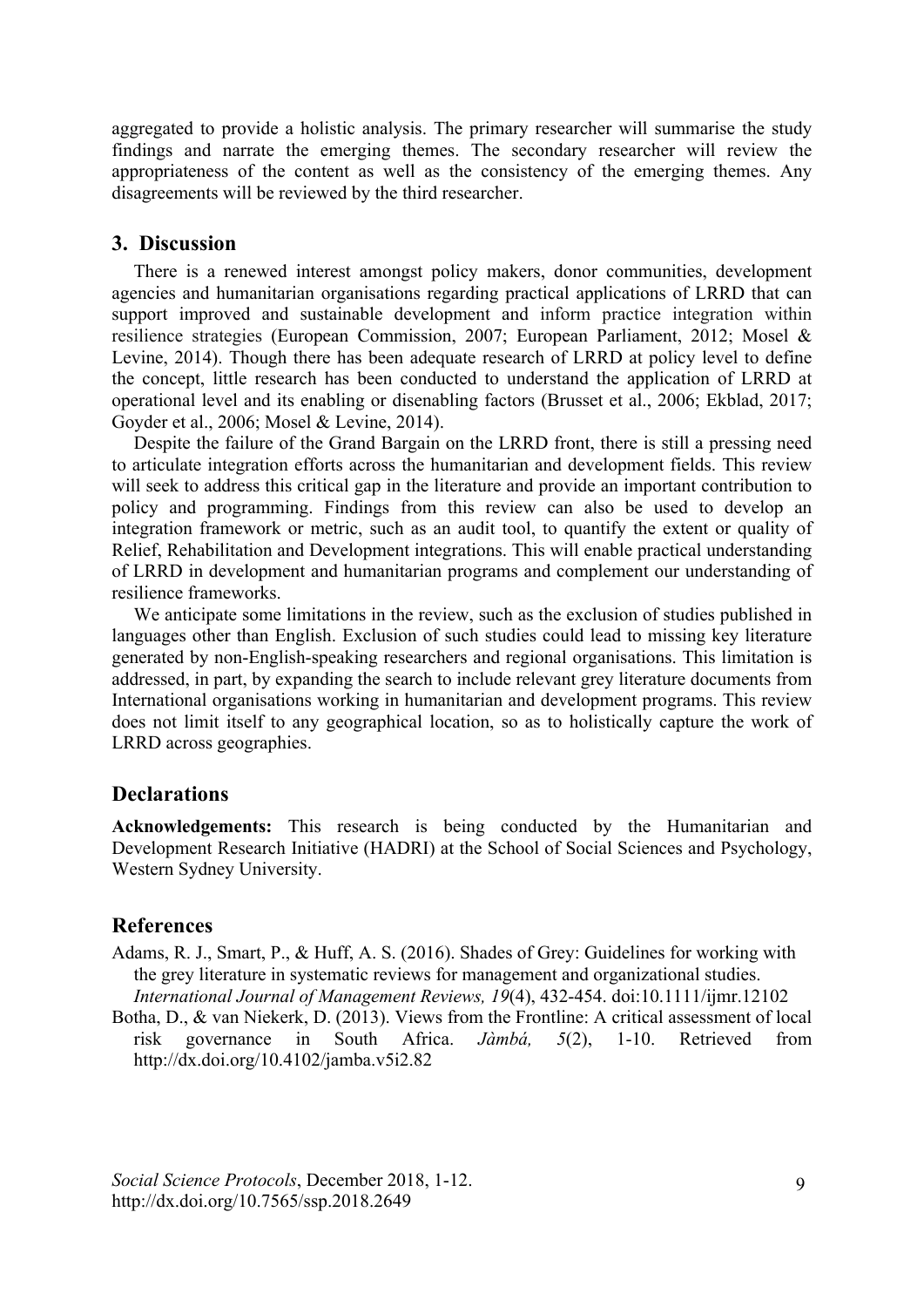aggregated to provide a holistic analysis. The primary researcher will summarise the study findings and narrate the emerging themes. The secondary researcher will review the appropriateness of the content as well as the consistency of the emerging themes. Any disagreements will be reviewed by the third researcher.

## 3. Discussion

There is a renewed interest amongst policy makers, donor communities, development agencies and humanitarian organisations regarding practical applications of LRRD that can support improved and sustainable development and inform practice integration within resilience strategies (European Commission, 2007; European Parliament, 2012; Mosel & Levine, 2014). Though there has been adequate research of LRRD at policy level to define the concept, little research has been conducted to understand the application of LRRD at operational level and its enabling or disenabling factors (Brusset et al., 2006; Ekblad, 2017; Goyder et al., 2006; Mosel & Levine, 2014).

Despite the failure of the Grand Bargain on the LRRD front, there is still a pressing need to articulate integration efforts across the humanitarian and development fields. This review will seek to address this critical gap in the literature and provide an important contribution to policy and programming. Findings from this review can also be used to develop an integration framework or metric, such as an audit tool, to quantify the extent or quality of Relief, Rehabilitation and Development integrations. This will enable practical understanding of LRRD in development and humanitarian programs and complement our understanding of resilience frameworks.

We anticipate some limitations in the review, such as the exclusion of studies published in languages other than English. Exclusion of such studies could lead to missing key literature generated by non-English-speaking researchers and regional organisations. This limitation is addressed, in part, by expanding the search to include relevant grey literature documents from International organisations working in humanitarian and development programs. This review does not limit itself to any geographical location, so as to holistically capture the work of LRRD across geographies.

## Declarations

**Acknowledgements:** This research is being conducted by the Humanitarian and Development Research Initiative (HADRI) at the School of Social Sciences and Psychology, Western Sydney University.

## References

Adams, R. J., Smart, P., & Huff, A. S. (2016). Shades of Grey: Guidelines for working with the grey literature in systematic reviews for management and organizational studies. *International Journal of Management Reviews, 19*(4), 432-454. doi:10.1111/ijmr.12102

Botha, D., & van Niekerk, D. (2013). Views from the Frontline: A critical assessment of local risk governance in South Africa. *Jàmbá, 5*(2), 1-10. Retrieved from http://dx.doi.org/10.4102/jamba.v5i2.82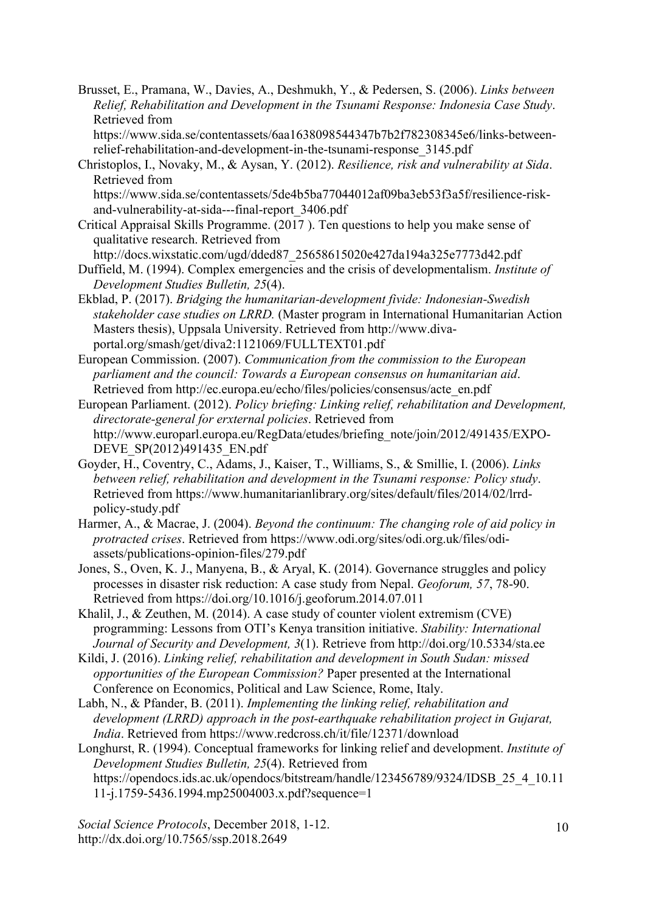Brusset, E., Pramana, W., Davies, A., Deshmukh, Y., & Pedersen, S. (2006). *Links between Relief, Rehabilitation and Development in the Tsunami Response: Indonesia Case Study*. Retrieved from https://www.sida.se/contentassets/6aa1638098544347b7b2f782308345e6/links-between-relief-rehabilitation-and-development-in-the-tsunami-response_3145.pdf

Christoplos, I., Novaky, M., & Aysan, Y. (2012). *Resilience, risk and vulnerability at Sida*. Retrieved from https://www.sida.se/contentassets/5de4b5ba77044012af09ba3eb53f3a5f/resilience-risk-and-vulnerability-at-sida---final-report_3406.pdf

Critical Appraisal Skills Programme. (2017 ). Ten questions to help you make sense of qualitative research. Retrieved from http://docs.wixstatic.com/ugd/dded87_25658615020e427da194a325e7773d42.pdf

Duffield, M. (1994). Complex emergencies and the crisis of developmentalism. *Institute of Development Studies Bulletin, 25*(4).

Ekblad, P. (2017). *Bridging the humanitarian-development fivide: Indonesian-Swedish stakeholder case studies on LRRD.* (Master program in International Humanitarian Action Masters thesis), Uppsala University. Retrieved from http://www.diva-portal.org/smash/get/diva2:1121069/FULLTEXT01.pdf

European Commission. (2007). *Communication from the commission to the European parliament and the council: Towards a European consensus on humanitarian aid*. Retrieved from http://ec.europa.eu/echo/files/policies/consensus/acte_en.pdf

European Parliament. (2012). *Policy briefing: Linking relief, rehabilitation and Development, directorate-general for erxternal policies*. Retrieved from http://www.europarl.europa.eu/RegData/etudes/briefing_note/join/2012/491435/EXPO-DEVE_SP(2012)491435_EN.pdf

Goyder, H., Coventry, C., Adams, J., Kaiser, T., Williams, S., & Smillie, I. (2006). *Links between relief, rehabilitation and development in the Tsunami response: Policy study*. Retrieved from https://www.humanitarianlibrary.org/sites/default/files/2014/02/lrrd-policy-study.pdf

Harmer, A., & Macrae, J. (2004). *Beyond the continuum: The changing role of aid policy in protracted crises*. Retrieved from https://www.odi.org/sites/odi.org.uk/files/odi-assets/publications-opinion-files/279.pdf

Jones, S., Oven, K. J., Manyena, B., & Aryal, K. (2014). Governance struggles and policy processes in disaster risk reduction: A case study from Nepal. *Geoforum, 57*, 78-90. Retrieved from https://doi.org/10.1016/j.geoforum.2014.07.011

Khalil, J., & Zeuthen, M. (2014). A case study of counter violent extremism (CVE) programming: Lessons from OTI's Kenya transition initiative. *Stability: International Journal of Security and Development, 3*(1). Retrieve from http://doi.org/10.5334/sta.ee

Kildi, J. (2016). *Linking relief, rehabilitation and development in South Sudan: missed opportunities of the European Commission?* Paper presented at the International Conference on Economics, Political and Law Science, Rome, Italy.

Labh, N., & Pfander, B. (2011). *Implementing the linking relief, rehabilitation and development (LRRD) approach in the post-earthquake rehabilitation project in Gujarat, India*. Retrieved from https://www.redcross.ch/it/file/12371/download

Longhurst, R. (1994). Conceptual frameworks for linking relief and development. *Institute of Development Studies Bulletin, 25*(4). Retrieved from https://opendocs.ids.ac.uk/opendocs/bitstream/handle/123456789/9324/IDSB_25_4_10.1111-j.1759-5436.1994.mp25004003.x.pdf?sequence=1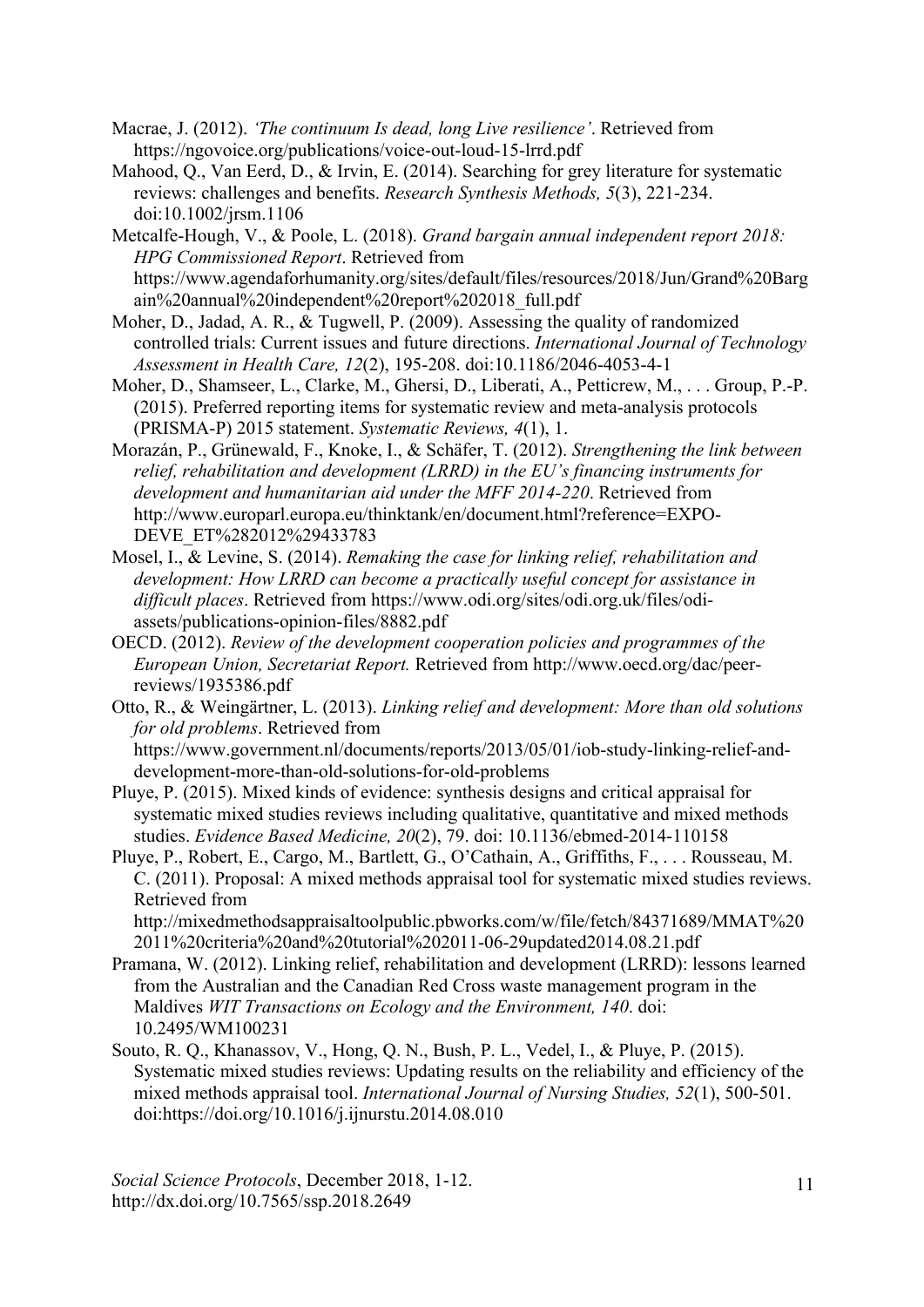Macrae, J. (2012). *'The continuum Is dead, long Live resilience'*. Retrieved from https://ngovoice.org/publications/voice-out-loud-15-lrrd.pdf

Mahood, Q., Van Eerd, D., & Irvin, E. (2014). Searching for grey literature for systematic reviews: challenges and benefits. *Research Synthesis Methods, 5*(3), 221-234. doi:10.1002/jrsm.1106

Metcalfe-Hough, V., & Poole, L. (2018). *Grand bargain annual independent report 2018: HPG Commissioned Report*. Retrieved from https://www.agendaforhumanity.org/sites/default/files/resources/2018/Jun/Grand%20Bargain%20annual%20independent%20report%202018_full.pdf

Moher, D., Jadad, A. R., & Tugwell, P. (2009). Assessing the quality of randomized controlled trials: Current issues and future directions. *International Journal of Technology Assessment in Health Care, 12*(2), 195-208. doi:10.1186/2046-4053-4-1

Moher, D., Shamseer, L., Clarke, M., Ghersi, D., Liberati, A., Petticrew, M., . . . Group, P.-P. (2015). Preferred reporting items for systematic review and meta-analysis protocols (PRISMA-P) 2015 statement. *Systematic Reviews, 4*(1), 1.

Morazán, P., Grünewald, F., Knoke, I., & Schäfer, T. (2012). *Strengthening the link between relief, rehabilitation and development (LRRD) in the EU's financing instruments for development and humanitarian aid under the MFF 2014-220*. Retrieved from http://www.europarl.europa.eu/thinktank/en/document.html?reference=EXPO-DEVE_ET%282012%29433783

Mosel, I., & Levine, S. (2014). *Remaking the case for linking relief, rehabilitation and development: How LRRD can become a practically useful concept for assistance in difficult places*. Retrieved from https://www.odi.org/sites/odi.org.uk/files/odi-assets/publications-opinion-files/8882.pdf

OECD. (2012). *Review of the development cooperation policies and programmes of the European Union, Secretariat Report.* Retrieved from http://www.oecd.org/dac/peer-reviews/1935386.pdf

Otto, R., & Weingärtner, L. (2013). *Linking relief and development: More than old solutions for old problems*. Retrieved from https://www.government.nl/documents/reports/2013/05/01/iob-study-linking-relief-and-development-more-than-old-solutions-for-old-problems

Pluye, P. (2015). Mixed kinds of evidence: synthesis designs and critical appraisal for systematic mixed studies reviews including qualitative, quantitative and mixed methods studies. *Evidence Based Medicine, 20*(2), 79. doi: 10.1136/ebmed-2014-110158

Pluye, P., Robert, E., Cargo, M., Bartlett, G., O'Cathain, A., Griffiths, F., . . . Rousseau, M. C. (2011). Proposal: A mixed methods appraisal tool for systematic mixed studies reviews. Retrieved from http://mixedmethodsappraisaltoolpublic.pbworks.com/w/file/fetch/84371689/MMAT%202011%20criteria%20and%20tutorial%202011-06-29updated2014.08.21.pdf

Pramana, W. (2012). Linking relief, rehabilitation and development (LRRD): lessons learned from the Australian and the Canadian Red Cross waste management program in the Maldives *WIT Transactions on Ecology and the Environment, 140*. doi: 10.2495/WM100231

Souto, R. Q., Khanassov, V., Hong, Q. N., Bush, P. L., Vedel, I., & Pluye, P. (2015). Systematic mixed studies reviews: Updating results on the reliability and efficiency of the mixed methods appraisal tool. *International Journal of Nursing Studies, 52*(1), 500-501. doi:https://doi.org/10.1016/j.ijnurstu.2014.08.010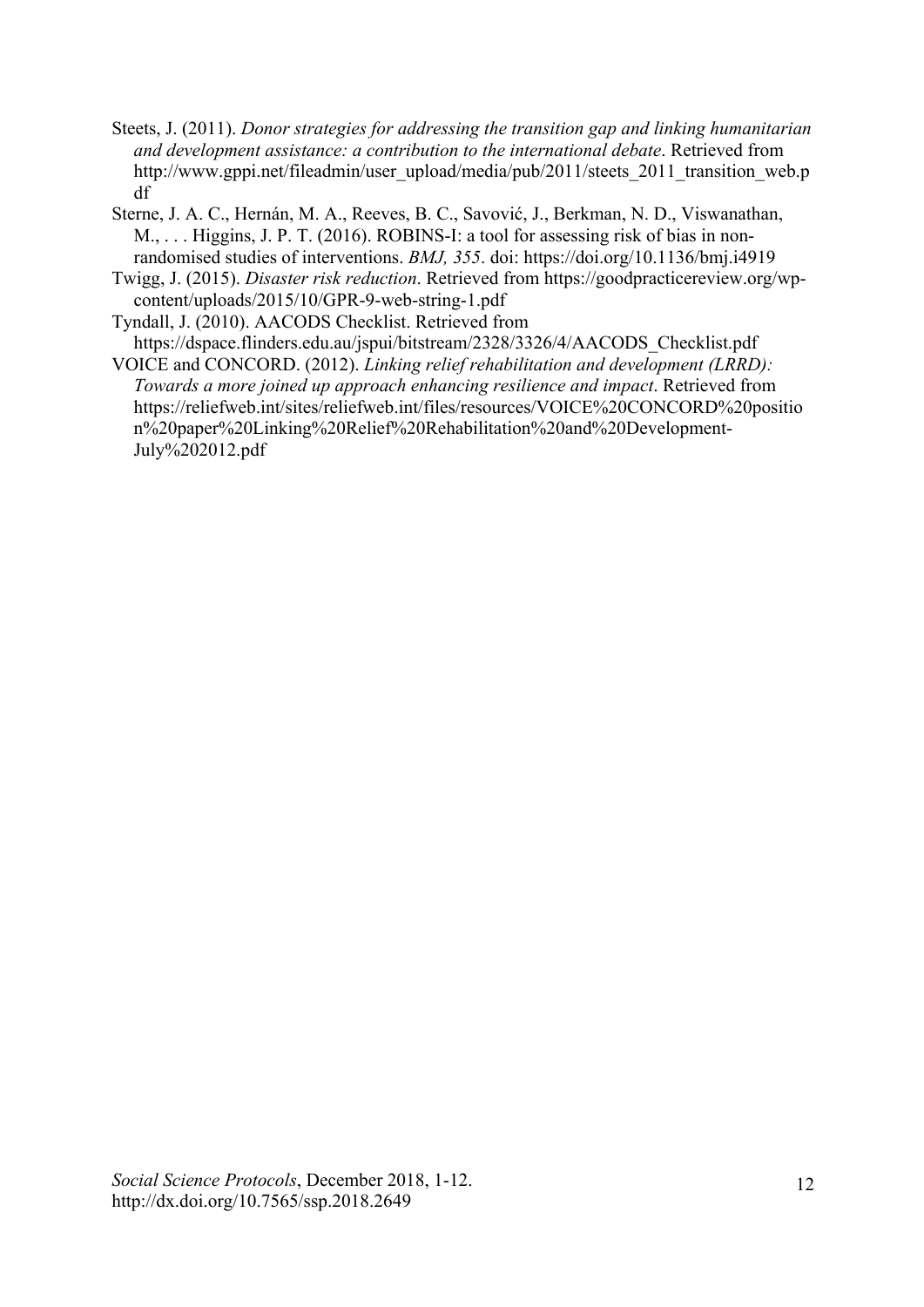Steets, J. (2011). *Donor strategies for addressing the transition gap and linking humanitarian and development assistance: a contribution to the international debate*. Retrieved from http://www.gppi.net/fileadmin/user_upload/media/pub/2011/steets_2011_transition_web.pdf

Sterne, J. A. C., Hernán, M. A., Reeves, B. C., Savović, J., Berkman, N. D., Viswanathan, M., . . . Higgins, J. P. T. (2016). ROBINS-I: a tool for assessing risk of bias in non-randomised studies of interventions. *BMJ, 355*. doi: https://doi.org/10.1136/bmj.i4919

Twigg, J. (2015). *Disaster risk reduction*. Retrieved from https://goodpracticereview.org/wp-content/uploads/2015/10/GPR-9-web-string-1.pdf

Tyndall, J. (2010). AACODS Checklist. Retrieved from https://dspace.flinders.edu.au/jspui/bitstream/2328/3326/4/AACODS_Checklist.pdf

VOICE and CONCORD. (2012). *Linking relief rehabilitation and development (LRRD): Towards a more joined up approach enhancing resilience and impact*. Retrieved from https://reliefweb.int/sites/reliefweb.int/files/resources/VOICE%20CONCORD%20position%20paper%20Linking%20Relief%20Rehabilitation%20and%20Development-July%202012.pdf